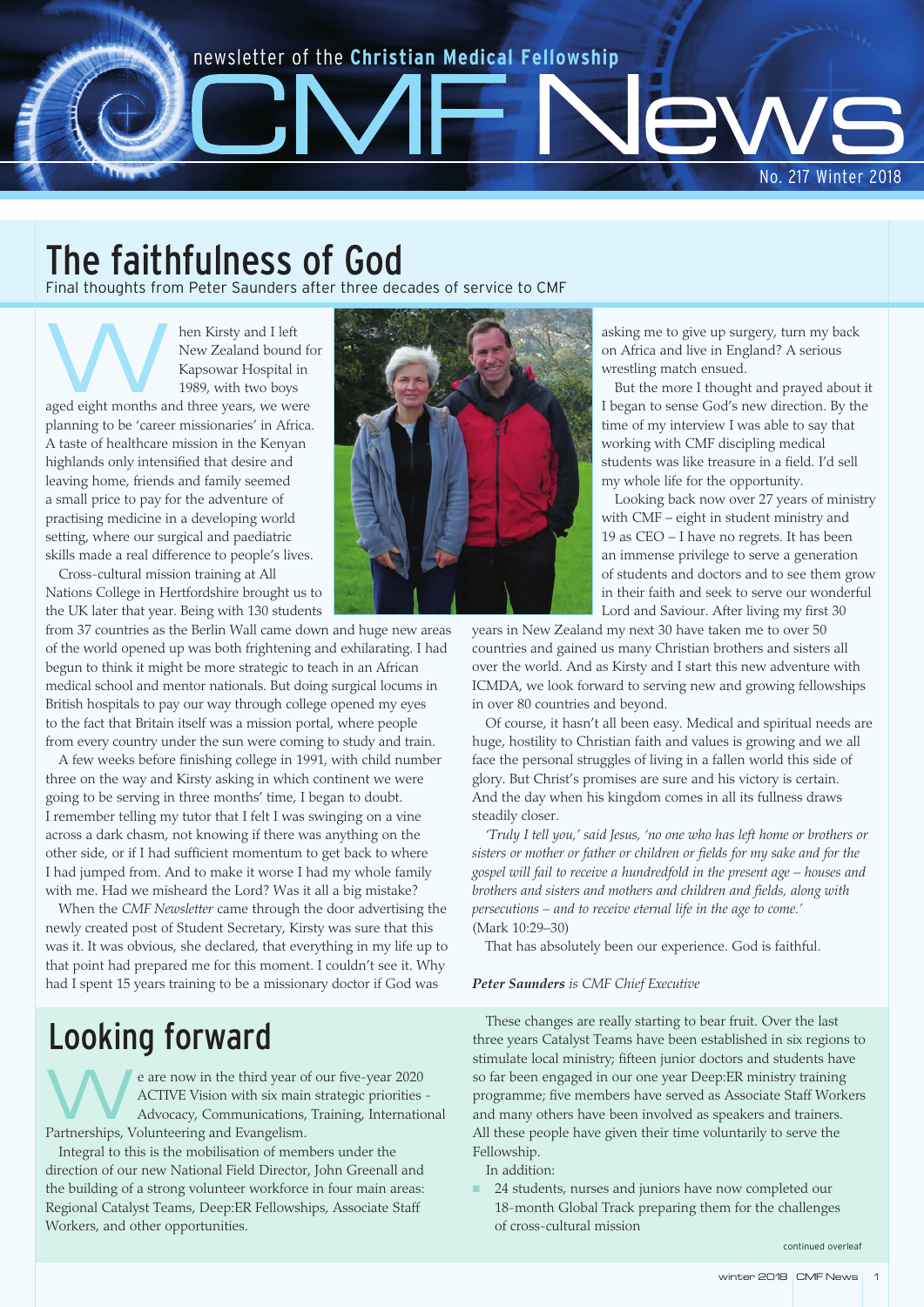newsletter of the **Christian Medical Fellowship**

# CMF News

No. 217 Winter 2018

## The faithfulness of God

Final thoughts from Peter Saunders after three decades of service to CMF

When Kirsty and I left New Zealand bound for Kapsowar Hospital in 1989, with two boys aged eight months and three years, we were planning to be 'career missionaries' in Africa. A taste of healthcare mission in the Kenyan highlands only intensified that desire and leaving home, friends and family seemed a small price to pay for the adventure of practising medicine in a developing world setting, where our surgical and paediatric skills made a real difference to people's lives.

Cross-cultural mission training at All Nations College in Hertfordshire brought us to the UK later that year. Being with 130 students from 37 countries as the Berlin Wall came down and huge new areas of the world opened up was both frightening and exhilarating. I had begun to think it might be more strategic to teach in an African medical school and mentor nationals. But doing surgical locums in British hospitals to pay our way through college opened my eyes to the fact that Britain itself was a mission portal, where people from every country under the sun were coming to study and train.

A few weeks before finishing college in 1991, with child number three on the way and Kirsty asking in which continent we were going to be serving in three months' time, I began to doubt. I remember telling my tutor that I felt I was swinging on a vine across a dark chasm, not knowing if there was anything on the other side, or if I had sufficient momentum to get back to where I had jumped from. And to make it worse I had my whole family with me. Had we misheard the Lord? Was it all a big mistake?

When the *CMF Newsletter* came through the door advertising the newly created post of Student Secretary, Kirsty was sure that this was it. It was obvious, she declared, that everything in my life up to that point had prepared me for this moment. I couldn't see it. Why had I spent 15 years training to be a missionary doctor if God was asking me to give up surgery, turn my back on Africa and live in England? A serious wrestling match ensued.

But the more I thought and prayed about it I began to sense God's new direction. By the time of my interview I was able to say that working with CMF discipling medical students was like treasure in a field. I'd sell my whole life for the opportunity.

Looking back now over 27 years of ministry with CMF – eight in student ministry and 19 as CEO – I have no regrets. It has been an immense privilege to serve a generation of students and doctors and to see them grow in their faith and seek to serve our wonderful Lord and Saviour. After living my first 30 years in New Zealand my next 30 have taken me to over 50 countries and gained us many Christian brothers and sisters all over the world. And as Kirsty and I start this new adventure with ICMDA, we look forward to serving new and growing fellowships in over 80 countries and beyond.

Of course, it hasn't all been easy. Medical and spiritual needs are huge, hostility to Christian faith and values is growing and we all face the personal struggles of living in a fallen world this side of glory. But Christ's promises are sure and his victory is certain. And the day when his kingdom comes in all its fullness draws steadily closer.

*'Truly I tell you,' said Jesus, 'no one who has left home or brothers or sisters or mother or father or children or fields for my sake and for the gospel will fail to receive a hundredfold in the present age – houses and brothers and sisters and mothers and children and fields, along with persecutions – and to receive eternal life in the age to come.'* (Mark 10:29–30)

That has absolutely been our experience. God is faithful.

***Peter Saunders** is CMF Chief Executive*

## Looking forward

We are now in the third year of our five-year 2020 ACTIVE Vision with six main strategic priorities - Advocacy, Communications, Training, International Partnerships, Volunteering and Evangelism.

Integral to this is the mobilisation of members under the direction of our new National Field Director, John Greenall and the building of a strong volunteer workforce in four main areas: Regional Catalyst Teams, Deep:ER Fellowships, Associate Staff Workers, and other opportunities.

These changes are really starting to bear fruit. Over the last three years Catalyst Teams have been established in six regions to stimulate local ministry; fifteen junior doctors and students have so far been engaged in our one year Deep:ER ministry training programme; five members have served as Associate Staff Workers and many others have been involved as speakers and trainers. All these people have given their time voluntarily to serve the Fellowship.

In addition:

- 24 students, nurses and juniors have now completed our 18-month Global Track preparing them for the challenges of cross-cultural mission

continued overleaf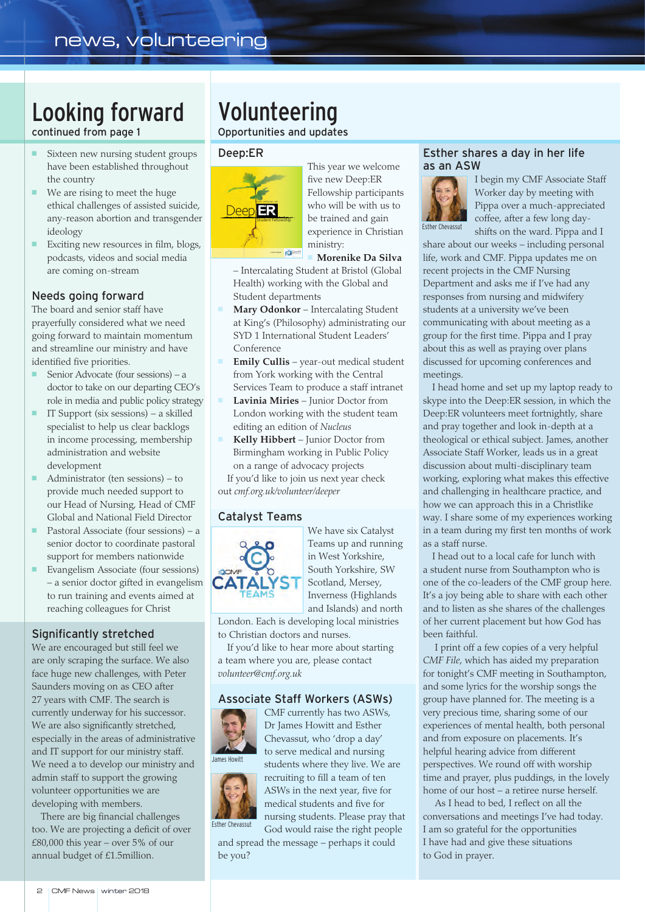# Looking forward

continued from page 1

- Sixteen new nursing student groups have been established throughout the country
- We are rising to meet the huge ethical challenges of assisted suicide, any-reason abortion and transgender ideology
- Exciting new resources in film, blogs, podcasts, videos and social media are coming on-stream

## Needs going forward

The board and senior staff have prayerfully considered what we need going forward to maintain momentum and streamline our ministry and have identified five priorities.

- Senior Advocate (four sessions) – a doctor to take on our departing CEO's role in media and public policy strategy
- IT Support (six sessions) – a skilled specialist to help us clear backlogs in income processing, membership administration and website development
- Administrator (ten sessions) – to provide much needed support to our Head of Nursing, Head of CMF Global and National Field Director
- Pastoral Associate (four sessions) – a senior doctor to coordinate pastoral support for members nationwide
- Evangelism Associate (four sessions) – a senior doctor gifted in evangelism to run training and events aimed at reaching colleagues for Christ

## Significantly stretched

We are encouraged but still feel we are only scraping the surface. We also face huge new challenges, with Peter Saunders moving on as CEO after 27 years with CMF. The search is currently underway for his successor. We are also significantly stretched, especially in the areas of administrative and IT support for our ministry staff. We need a to develop our ministry and admin staff to support the growing volunteer opportunities we are developing with members.

There are big financial challenges too. We are projecting a deficit of over £80,000 this year – over 5% of our annual budget of £1.5million.

# Volunteering

Opportunities and updates

## Deep:ER

This year we welcome five new Deep:ER Fellowship participants who will be with us to be trained and gain experience in Christian ministry:

- **Morenike Da Silva** – Intercalating Student at Bristol (Global Health) working with the Global and Student departments
- **Mary Odonkor** – Intercalating Student at King's (Philosophy) administrating our SYD 1 International Student Leaders' Conference
- **Emily Cullis** – year-out medical student from York working with the Central Services Team to produce a staff intranet
- **Lavinia Miries** – Junior Doctor from London working with the student team editing an edition of *Nucleus*
- **Kelly Hibbert** – Junior Doctor from Birmingham working in Public Policy on a range of advocacy projects

If you'd like to join us next year check out *cmf.org.uk/volunteer/deeper*

## Catalyst Teams

We have six Catalyst Teams up and running in West Yorkshire, South Yorkshire, SW Scotland, Mersey, Inverness (Highlands and Islands) and north London. Each is developing local ministries to Christian doctors and nurses.

If you'd like to hear more about starting a team where you are, please contact *volunteer@cmf.org.uk*

## Associate Staff Workers (ASWs)

James Howitt

Esther Chevassut

CMF currently has two ASWs, Dr James Howitt and Esther Chevassut, who 'drop a day' to serve medical and nursing students where they live. We are recruiting to fill a team of ten ASWs in the next year, five for medical students and five for nursing students. Please pray that God would raise the right people and spread the message – perhaps it could be you?

## Esther shares a day in her life as an ASW

Esther Chevassut

I begin my CMF Associate Staff Worker day by meeting with Pippa over a much-appreciated coffee, after a few long day-shifts on the ward. Pippa and I share about our weeks – including personal life, work and CMF. Pippa updates me on recent projects in the CMF Nursing Department and asks me if I've had any responses from nursing and midwifery students at a university we've been communicating with about meeting as a group for the first time. Pippa and I pray about this as well as praying over plans discussed for upcoming conferences and meetings.

I head home and set up my laptop ready to skype into the Deep:ER session, in which the Deep:ER volunteers meet fortnightly, share and pray together and look in-depth at a theological or ethical subject. James, another Associate Staff Worker, leads us in a great discussion about multi-disciplinary team working, exploring what makes this effective and challenging in healthcare practice, and how we can approach this in a Christlike way. I share some of my experiences working in a team during my first ten months of work as a staff nurse.

I head out to a local cafe for lunch with a student nurse from Southampton who is one of the co-leaders of the CMF group here. It's a joy being able to share with each other and to listen as she shares of the challenges of her current placement but how God has been faithful.

I print off a few copies of a very helpful *CMF File*, which has aided my preparation for tonight's CMF meeting in Southampton, and some lyrics for the worship songs the group have planned for. The meeting is a very precious time, sharing some of our experiences of mental health, both personal and from exposure on placements. It's helpful hearing advice from different perspectives. We round off with worship time and prayer, plus puddings, in the lovely home of our host – a retiree nurse herself.

As I head to bed, I reflect on all the conversations and meetings I've had today. I am so grateful for the opportunities I have had and give these situations to God in prayer.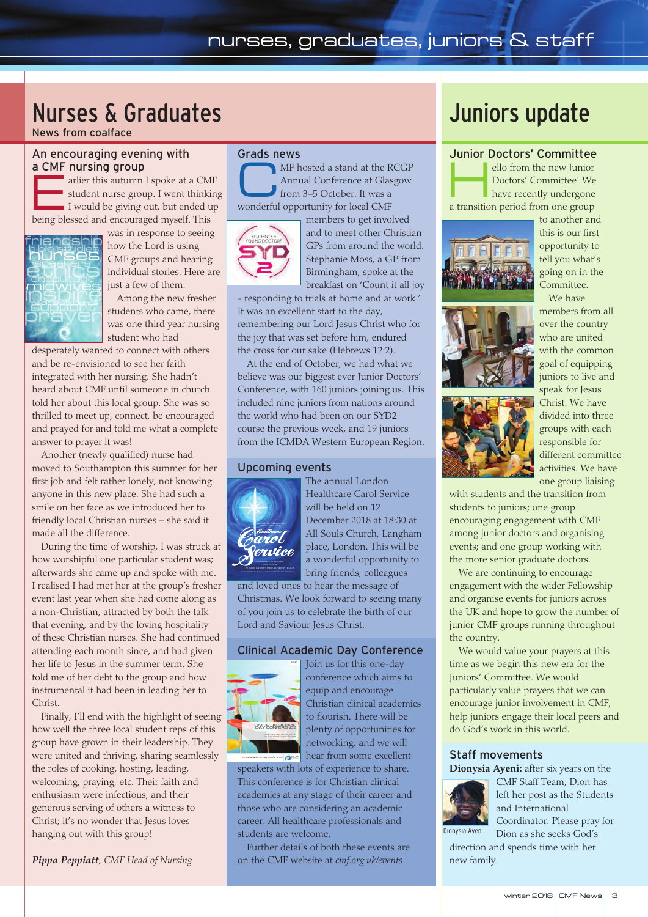# Nurses & Graduates

News from coalface

## An encouraging evening with a CMF nursing group

Earlier this autumn I spoke at a CMF student nurse group. I went thinking I would be giving out, but ended up being blessed and encouraged myself. This was in response to seeing how the Lord is using CMF groups and hearing individual stories. Here are just a few of them.

Among the new fresher students who came, there was one third year nursing student who had desperately wanted to connect with others and be re-envisioned to see her faith integrated with her nursing. She hadn't heard about CMF until someone in church told her about this local group. She was so thrilled to meet up, connect, be encouraged and prayed for and told me what a complete answer to prayer it was!

Another (newly qualified) nurse had moved to Southampton this summer for her first job and felt rather lonely, not knowing anyone in this new place. She had such a smile on her face as we introduced her to friendly local Christian nurses – she said it made all the difference.

During the time of worship, I was struck at how worshipful one particular student was; afterwards she came up and spoke with me. I realised I had met her at the group's fresher event last year when she had come along as a non-Christian, attracted by both the talk that evening, and by the loving hospitality of these Christian nurses. She had continued attending each month since, and had given her life to Jesus in the summer term. She told me of her debt to the group and how instrumental it had been in leading her to Christ.

Finally, I'll end with the highlight of seeing how well the three local student reps of this group have grown in their leadership. They were united and thriving, sharing seamlessly the roles of cooking, hosting, leading, welcoming, praying, etc. Their faith and enthusiasm were infectious, and their generous serving of others a witness to Christ; it's no wonder that Jesus loves hanging out with this group!

***Pippa Peppiatt**, CMF Head of Nursing*

## Grads news

CMF hosted a stand at the RCGP Annual Conference at Glasgow from 3–5 October. It was a wonderful opportunity for local CMF members to get involved and to meet other Christian GPs from around the world. Stephanie Moss, a GP from Birmingham, spoke at the breakfast on 'Count it all joy - responding to trials at home and at work.' It was an excellent start to the day, remembering our Lord Jesus Christ who for the joy that was set before him, endured the cross for our sake (Hebrews 12:2).

At the end of October, we had what we believe was our biggest ever Junior Doctors' Conference, with 160 juniors joining us. This included nine juniors from nations around the world who had been on our SYD2 course the previous week, and 19 juniors from the ICMDA Western European Region.

## Upcoming events

The annual London Healthcare Carol Service will be held on 12 December 2018 at 18:30 at All Souls Church, Langham place, London. This will be a wonderful opportunity to bring friends, colleagues and loved ones to hear the message of Christmas. We look forward to seeing many of you join us to celebrate the birth of our Lord and Saviour Jesus Christ.

## Clinical Academic Day Conference

Join us for this one-day conference which aims to equip and encourage Christian clinical academics to flourish. There will be plenty of opportunities for networking, and we will hear from some excellent speakers with lots of experience to share. This conference is for Christian clinical academics at any stage of their career and those who are considering an academic career. All healthcare professionals and students are welcome.

Further details of both these events are on the CMF website at *cmf.org.uk/events*

# Juniors update

## Junior Doctors' Committee

Hello from the new Junior Doctors' Committee! We have recently undergone a transition period from one group to another and this is our first opportunity to tell you what's going on in the Committee.

We have members from all over the country who are united with the common goal of equipping juniors to live and speak for Jesus Christ. We have divided into three groups with each responsible for different committee activities. We have one group liaising with students and the transition from students to juniors; one group encouraging engagement with CMF among junior doctors and organising events; and one group working with the more senior graduate doctors.

We are continuing to encourage engagement with the wider Fellowship and organise events for juniors across the UK and hope to grow the number of junior CMF groups running throughout the country.

We would value your prayers at this time as we begin this new era for the Juniors' Committee. We would particularly value prayers that we can encourage junior involvement in CMF, help juniors engage their local peers and do God's work in this world.

## Staff movements

**Dionysia Ayeni:** after six years on the CMF Staff Team, Dion has left her post as the Students and International Coordinator. Please pray for Dion as she seeks God's direction and spends time with her new family.

Dionysia Ayeni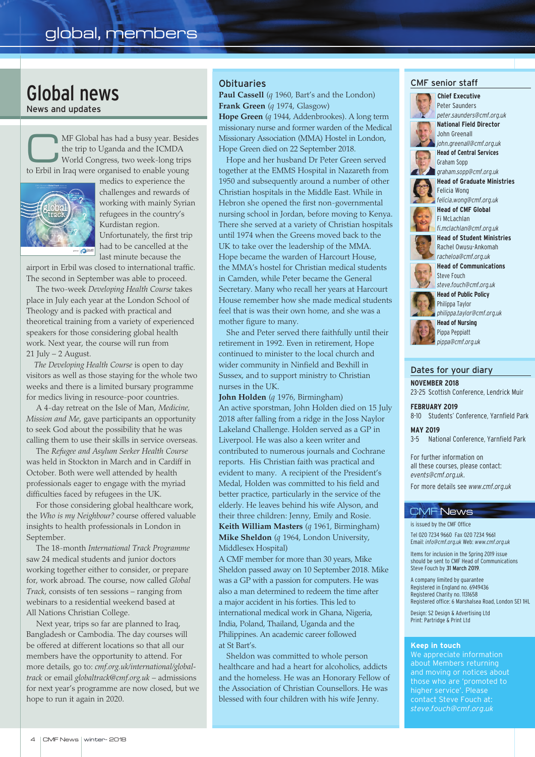# Global news

News and updates

CMF Global has had a busy year. Besides the trip to Uganda and the ICMDA World Congress, two week-long trips to Erbil in Iraq were organised to enable young medics to experience the challenges and rewards of working with mainly Syrian refugees in the country's Kurdistan region. Unfortunately, the first trip had to be cancelled at the last minute because the airport in Erbil was closed to international traffic. The second in September was able to proceed.

The two-week *Developing Health Course* takes place in July each year at the London School of Theology and is packed with practical and theoretical training from a variety of experienced speakers for those considering global health work. Next year, the course will run from 21 July – 2 August.

*The Developing Health Course* is open to day visitors as well as those staying for the whole two weeks and there is a limited bursary programme for medics living in resource-poor countries.

A 4-day retreat on the Isle of Man, *Medicine, Mission and Me*, gave participants an opportunity to seek God about the possibility that he was calling them to use their skills in service overseas.

The *Refugee and Asylum Seeker Health Course* was held in Stockton in March and in Cardiff in October. Both were well attended by health professionals eager to engage with the myriad difficulties faced by refugees in the UK.

For those considering global healthcare work, the *Who is my Neighbour?* course offered valuable insights to health professionals in London in September.

The 18-month *International Track Programme* saw 24 medical students and junior doctors working together either to consider, or prepare for, work abroad. The course, now called *Global Track*, consists of ten sessions – ranging from webinars to a residential weekend based at All Nations Christian College.

Next year, trips so far are planned to Iraq, Bangladesh or Cambodia. The day courses will be offered at different locations so that all our members have the opportunity to attend. For more details, go to: *cmf.org.uk/international/global-track* or email *globaltrack@cmf.org.uk* – admissions for next year's programme are now closed, but we hope to run it again in 2020.

## Obituaries

**Paul Cassell** (*q* 1960, Bart's and the London)

**Frank Green** (*q* 1974, Glasgow)

**Hope Green** (*q* 1944, Addenbrookes). A long term missionary nurse and former warden of the Medical Missionary Association (MMA) Hostel in London, Hope Green died on 22 September 2018.

Hope and her husband Dr Peter Green served together at the EMMS Hospital in Nazareth from 1950 and subsequently around a number of other Christian hospitals in the Middle East. While in Hebron she opened the first non-governmental nursing school in Jordan, before moving to Kenya. There she served at a variety of Christian hospitals until 1974 when the Greens moved back to the UK to take over the leadership of the MMA. Hope became the warden of Harcourt House, the MMA's hostel for Christian medical students in Camden, while Peter became the General Secretary. Many who recall her years at Harcourt House remember how she made medical students feel that is was their own home, and she was a mother figure to many.

She and Peter served there faithfully until their retirement in 1992. Even in retirement, Hope continued to minister to the local church and wider community in Ninfield and Bexhill in Sussex, and to support ministry to Christian nurses in the UK.

**John Holden** (*q* 1976, Birmingham)
An active sportsman, John Holden died on 15 July 2018 after falling from a ridge in the Joss Naylor Lakeland Challenge. Holden served as a GP in Liverpool. He was also a keen writer and contributed to numerous journals and Cochrane reports. His Christian faith was practical and evident to many. A recipient of the President's Medal, Holden was committed to his field and better practice, particularly in the service of the elderly. He leaves behind his wife Alyson, and their three children: Jenny, Emily and Rosie.

**Keith William Masters** (*q* 1961, Birmingham)

**Mike Sheldon** (*q* 1964, London University, Middlesex Hospital)
A CMF member for more than 30 years, Mike Sheldon passed away on 10 September 2018. Mike was a GP with a passion for computers. He was also a man determined to redeem the time after a major accident in his forties. This led to international medical work in Ghana, Nigeria, India, Poland, Thailand, Uganda and the Philippines. An academic career followed at St Bart's.

Sheldon was committed to whole person healthcare and had a heart for alcoholics, addicts and the homeless. He was an Honorary Fellow of the Association of Christian Counsellors. He was blessed with four children with his wife Jenny.

## CMF senior staff

**Chief Executive**
Peter Saunders
*peter.saunders@cmf.org.uk*

**National Field Director**
John Greenall
*john.greenall@cmf.org.uk*

**Head of Central Services**
Graham Sopp
*graham.sopp@cmf.org.uk*

**Head of Graduate Ministries**
Felicia Wong
*felicia.wong@cmf.org.uk*

**Head of CMF Global**
Fi McLachlan
*fi.mclachlan@cmf.org.uk*

**Head of Student Ministries**
Rachel Owusu-Ankomah
*racheloa@cmf.org.uk*

**Head of Communications**
Steve Fouch
*steve.fouch@cmf.org.uk*

**Head of Public Policy**
Philippa Taylor
*philippa.taylor@cmf.org.uk*

**Head of Nursing**
Pippa Peppiatt
*pippa@cmf.org.uk*

## Dates for your diary

**NOVEMBER 2018**
23-25 Scottish Conference, Lendrick Muir

**FEBRUARY 2019**
8-10 Students' Conference, Yarnfield Park

**MAY 2019**
3-5 National Conference, Yarnfield Park

For further information on all these courses, please contact: *events@cmf.org.uk*.

For more details see *www.cmf.org.uk*

## CMF News

is issued by the CMF Office

Tel 020 7234 9660 Fax 020 7234 9661
Email: *info@cmf.org.uk* Web: *www.cmf.org.uk*

Items for inclusion in the Spring 2019 issue should be sent to CMF Head of Communications Steve Fouch by **31 March 2019**.

A company limited by guarantee
Registered in England no. 6949436
Registered Charity no. 1131658
Registered office: 6 Marshalsea Road, London SE1 1HL

Design: S2 Design & Advertising Ltd
Print: Partridge & Print Ltd

**Keep in touch**
We appreciate information about Members returning and moving or notices about those who are 'promoted to higher service'. Please contact Steve Fouch at: *steve.fouch@cmf.org.uk*